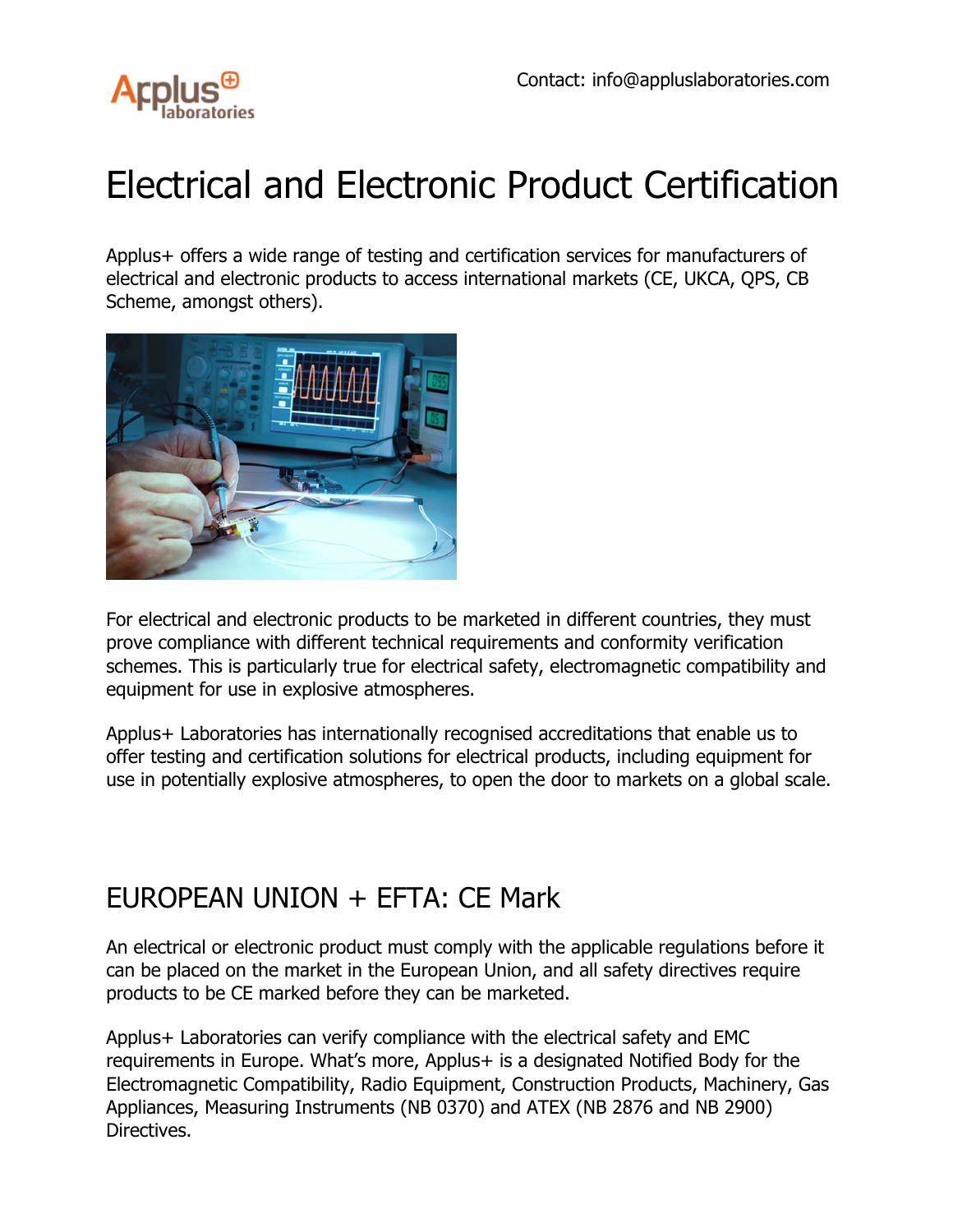Contact: info@appluslaboratories.com

# Electrical and Electronic Product Certification

Applus+ offers a wide range of testing and certification services for manufacturers of electrical and electronic products to access international markets (CE, UKCA, QPS, CB Scheme, amongst others).

For electrical and electronic products to be marketed in different countries, they must prove compliance with different technical requirements and conformity verification schemes. This is particularly true for electrical safety, electromagnetic compatibility and equipment for use in explosive atmospheres.

Applus+ Laboratories has internationally recognised accreditations that enable us to offer testing and certification solutions for electrical products, including equipment for use in potentially explosive atmospheres, to open the door to markets on a global scale.

## EUROPEAN UNION + EFTA: CE Mark

An electrical or electronic product must comply with the applicable regulations before it can be placed on the market in the European Union, and all safety directives require products to be CE marked before they can be marketed.

Applus+ Laboratories can verify compliance with the electrical safety and EMC requirements in Europe. What's more, Applus+ is a designated Notified Body for the Electromagnetic Compatibility, Radio Equipment, Construction Products, Machinery, Gas Appliances, Measuring Instruments (NB 0370) and ATEX (NB 2876 and NB 2900) Directives.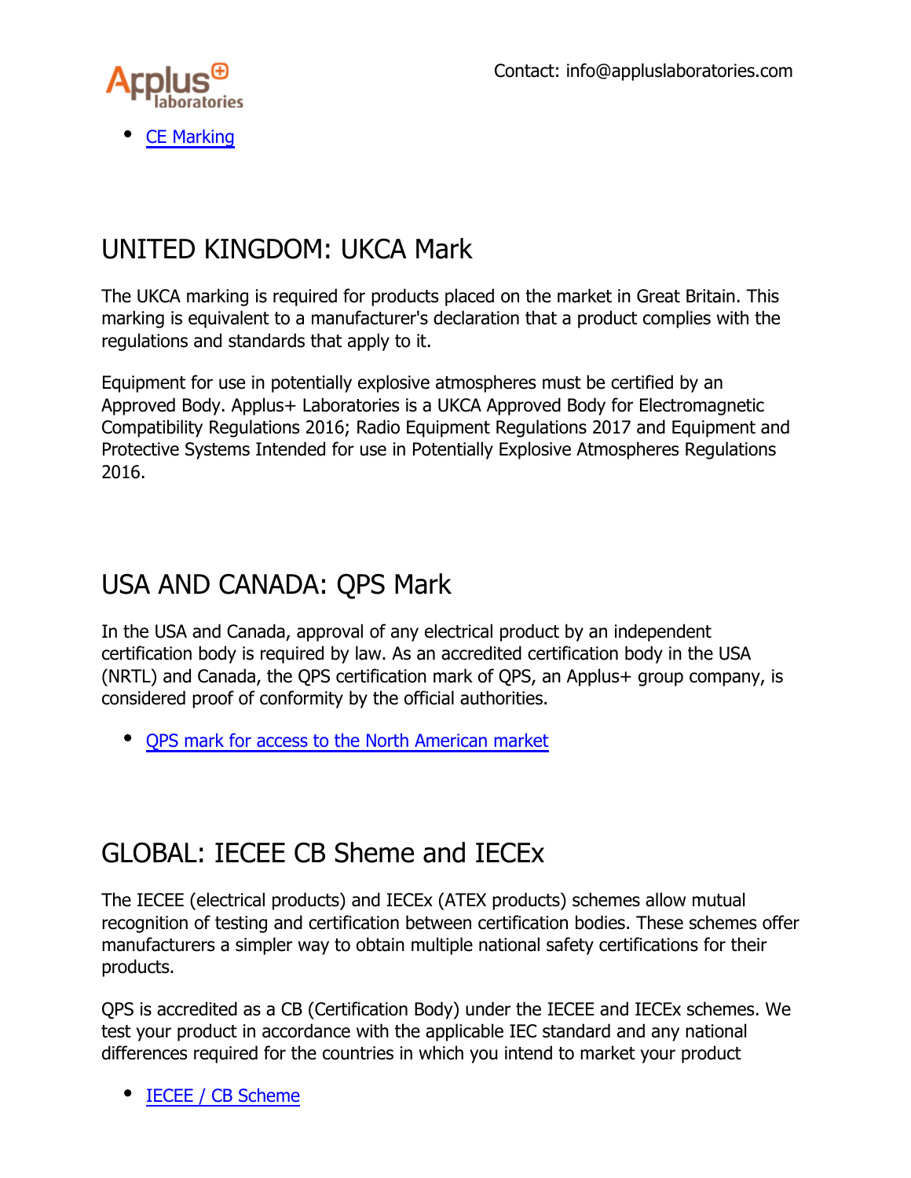- CE Marking

## UNITED KINGDOM: UKCA Mark

The UKCA marking is required for products placed on the market in Great Britain. This marking is equivalent to a manufacturer's declaration that a product complies with the regulations and standards that apply to it.

Equipment for use in potentially explosive atmospheres must be certified by an Approved Body. Applus+ Laboratories is a UKCA Approved Body for Electromagnetic Compatibility Regulations 2016; Radio Equipment Regulations 2017 and Equipment and Protective Systems Intended for use in Potentially Explosive Atmospheres Regulations 2016.

## USA AND CANADA: QPS Mark

In the USA and Canada, approval of any electrical product by an independent certification body is required by law. As an accredited certification body in the USA (NRTL) and Canada, the QPS certification mark of QPS, an Applus+ group company, is considered proof of conformity by the official authorities.

- QPS mark for access to the North American market

## GLOBAL: IECEE CB Sheme and IECEx

The IECEE (electrical products) and IECEx (ATEX products) schemes allow mutual recognition of testing and certification between certification bodies. These schemes offer manufacturers a simpler way to obtain multiple national safety certifications for their products.

QPS is accredited as a CB (Certification Body) under the IECEE and IECEx schemes. We test your product in accordance with the applicable IEC standard and any national differences required for the countries in which you intend to market your product

- IECEE / CB Scheme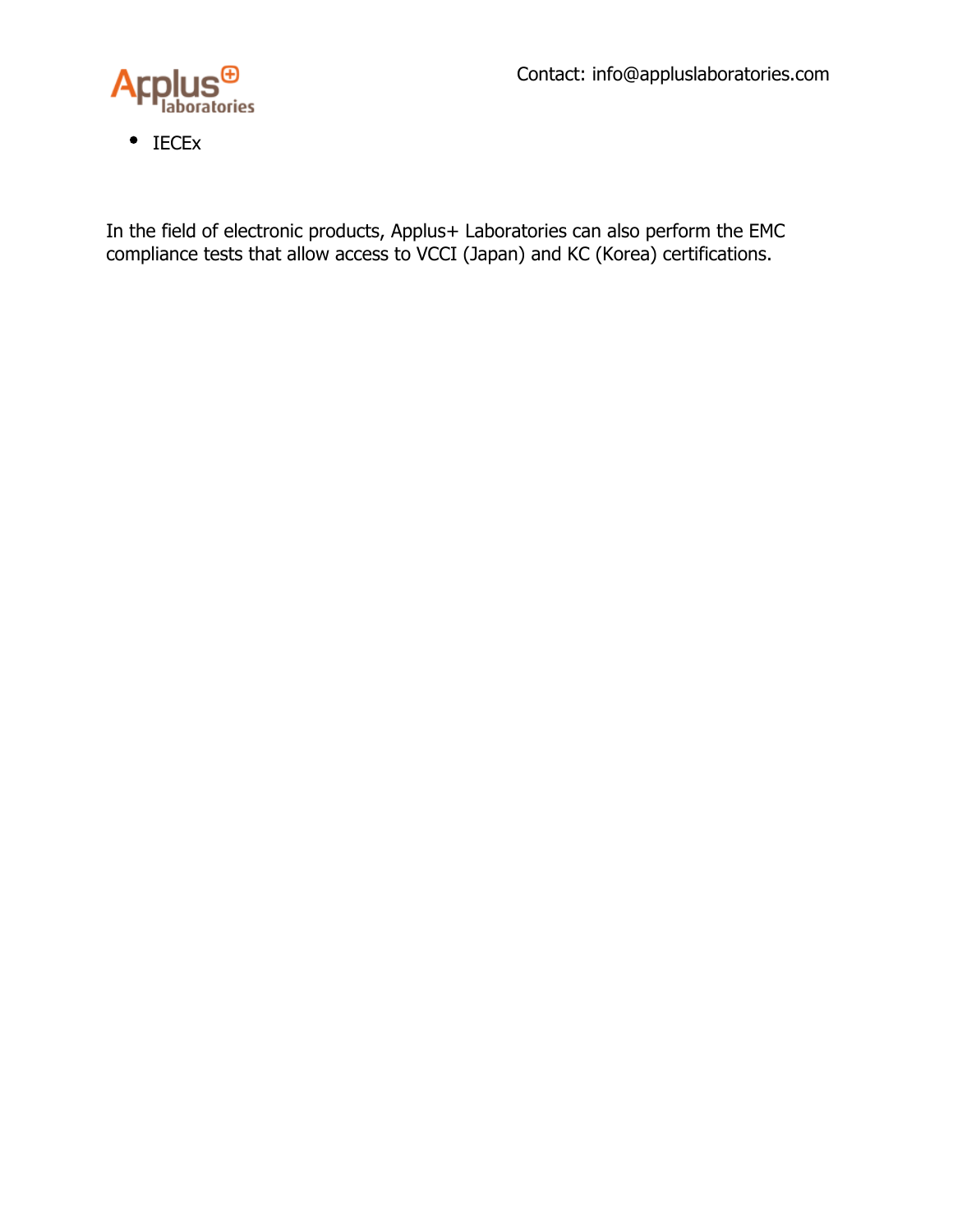- IECEx

In the field of electronic products, Applus+ Laboratories can also perform the EMC compliance tests that allow access to VCCI (Japan) and KC (Korea) certifications.